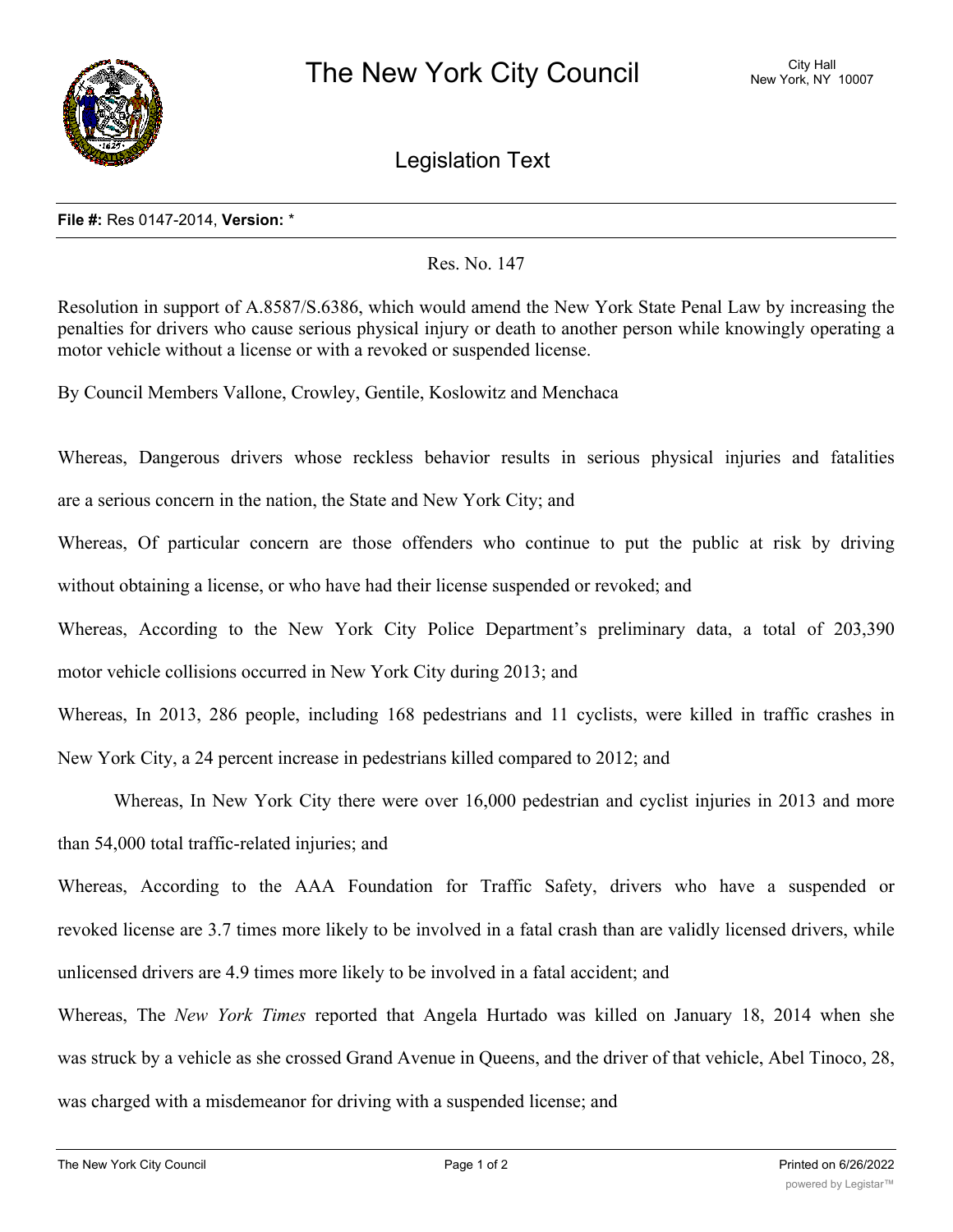# The New York City Council

City Hall
New York, NY 10007

## Legislation Text

**File #:** Res 0147-2014, **Version:** *

Res. No. 147

Resolution in support of A.8587/S.6386, which would amend the New York State Penal Law by increasing the penalties for drivers who cause serious physical injury or death to another person while knowingly operating a motor vehicle without a license or with a revoked or suspended license.

By Council Members Vallone, Crowley, Gentile, Koslowitz and Menchaca

Whereas, Dangerous drivers whose reckless behavior results in serious physical injuries and fatalities are a serious concern in the nation, the State and New York City; and

Whereas, Of particular concern are those offenders who continue to put the public at risk by driving without obtaining a license, or who have had their license suspended or revoked; and

Whereas, According to the New York City Police Department's preliminary data, a total of 203,390 motor vehicle collisions occurred in New York City during 2013; and

Whereas, In 2013, 286 people, including 168 pedestrians and 11 cyclists, were killed in traffic crashes in New York City, a 24 percent increase in pedestrians killed compared to 2012; and

Whereas, In New York City there were over 16,000 pedestrian and cyclist injuries in 2013 and more than 54,000 total traffic-related injuries; and

Whereas, According to the AAA Foundation for Traffic Safety, drivers who have a suspended or revoked license are 3.7 times more likely to be involved in a fatal crash than are validly licensed drivers, while unlicensed drivers are 4.9 times more likely to be involved in a fatal accident; and

Whereas, The *New York Times* reported that Angela Hurtado was killed on January 18, 2014 when she was struck by a vehicle as she crossed Grand Avenue in Queens, and the driver of that vehicle, Abel Tinoco, 28, was charged with a misdemeanor for driving with a suspended license; and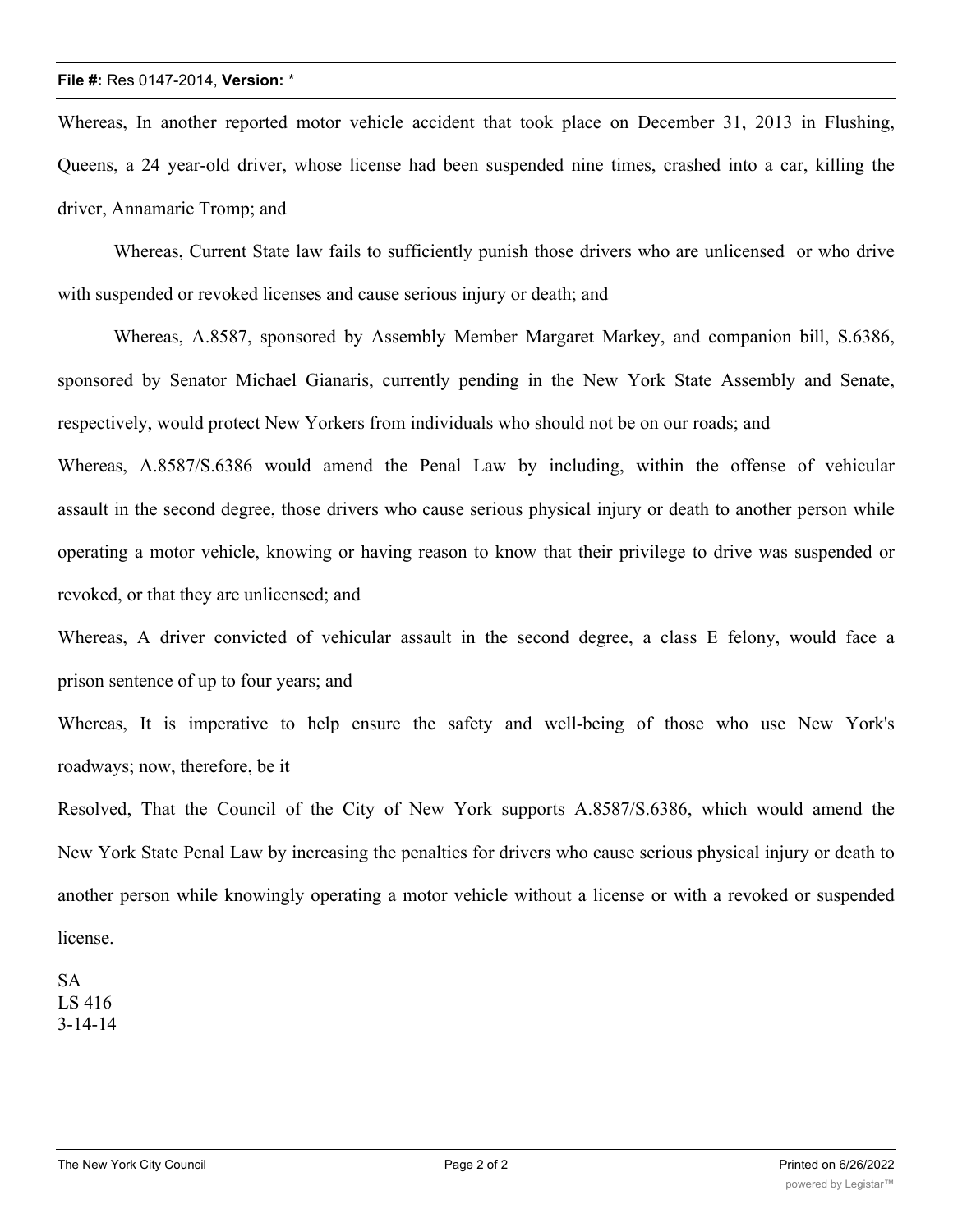Whereas, In another reported motor vehicle accident that took place on December 31, 2013 in Flushing, Queens, a 24 year-old driver, whose license had been suspended nine times, crashed into a car, killing the driver, Annamarie Tromp; and

Whereas, Current State law fails to sufficiently punish those drivers who are unlicensed or who drive with suspended or revoked licenses and cause serious injury or death; and

Whereas, A.8587, sponsored by Assembly Member Margaret Markey, and companion bill, S.6386, sponsored by Senator Michael Gianaris, currently pending in the New York State Assembly and Senate, respectively, would protect New Yorkers from individuals who should not be on our roads; and

Whereas, A.8587/S.6386 would amend the Penal Law by including, within the offense of vehicular assault in the second degree, those drivers who cause serious physical injury or death to another person while operating a motor vehicle, knowing or having reason to know that their privilege to drive was suspended or revoked, or that they are unlicensed; and

Whereas, A driver convicted of vehicular assault in the second degree, a class E felony, would face a prison sentence of up to four years; and

Whereas, It is imperative to help ensure the safety and well-being of those who use New York's roadways; now, therefore, be it

Resolved, That the Council of the City of New York supports A.8587/S.6386, which would amend the New York State Penal Law by increasing the penalties for drivers who cause serious physical injury or death to another person while knowingly operating a motor vehicle without a license or with a revoked or suspended license.

SA
LS 416
3-14-14